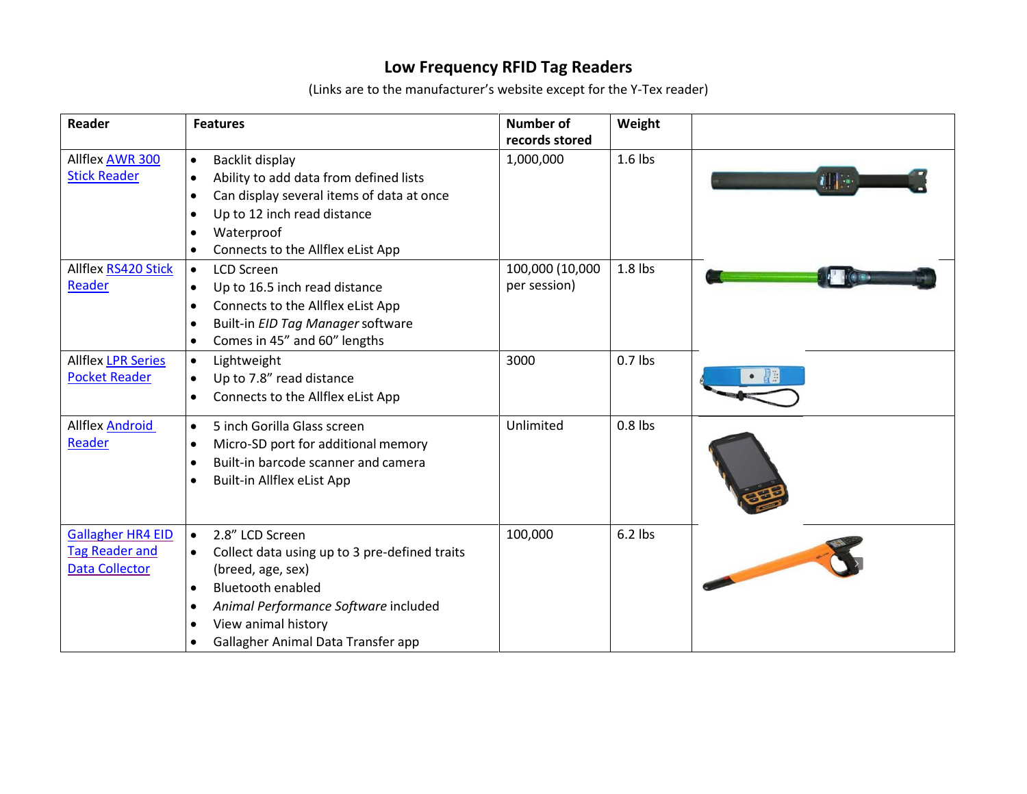# Low Frequency RFID Tag Readers

(Links are to the manufacturer's website except for the Y-Tex reader)

| Reader | Features | Number of records stored | Weight | |
|---|---|---|---|---|
| Allflex AWR 300 Stick Reader | • Backlit display<br>• Ability to add data from defined lists<br>• Can display several items of data at once<br>• Up to 12 inch read distance<br>• Waterproof<br>• Connects to the Allflex eList App | 1,000,000 | 1.6 lbs | |
| Allflex RS420 Stick Reader | • LCD Screen<br>• Up to 16.5 inch read distance<br>• Connects to the Allflex eList App<br>• Built-in *EID Tag Manager* software<br>• Comes in 45" and 60" lengths | 100,000 (10,000 per session) | 1.8 lbs | |
| Allflex LPR Series Pocket Reader | • Lightweight<br>• Up to 7.8" read distance<br>• Connects to the Allflex eList App | 3000 | 0.7 lbs | |
| Allflex Android Reader | • 5 inch Gorilla Glass screen<br>• Micro-SD port for additional memory<br>• Built-in barcode scanner and camera<br>• Built-in Allflex eList App | Unlimited | 0.8 lbs | |
| Gallagher HR4 EID Tag Reader and Data Collector | • 2.8" LCD Screen<br>• Collect data using up to 3 pre-defined traits (breed, age, sex)<br>• Bluetooth enabled<br>• *Animal Performance Software* included<br>• View animal history<br>• Gallagher Animal Data Transfer app | 100,000 | 6.2 lbs | |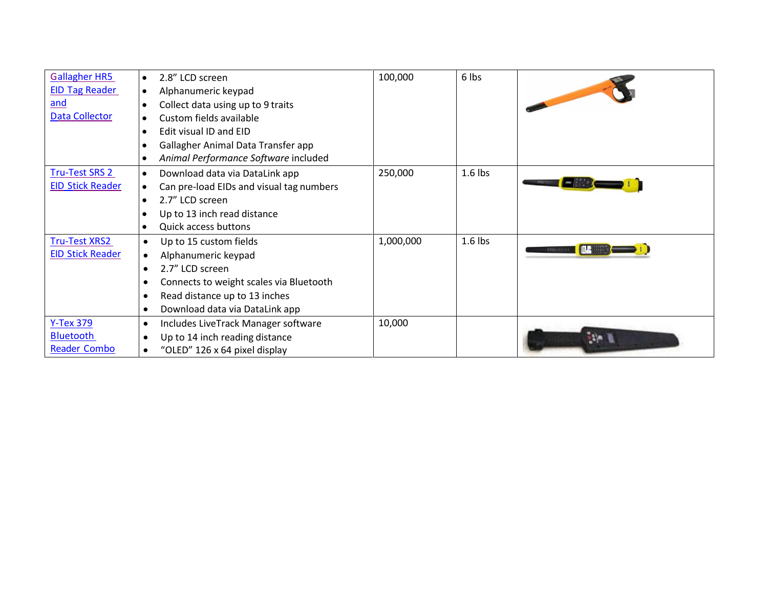| | | | | |
|---|---|---|---|---|
| Gallagher HR5 EID Tag Reader and Data Collector | • 2.8" LCD screen<br>• Alphanumeric keypad<br>• Collect data using up to 9 traits<br>• Custom fields available<br>• Edit visual ID and EID<br>• Gallagher Animal Data Transfer app<br>• *Animal Performance Software* included | 100,000 | 6 lbs | |
| Tru-Test SRS 2 EID Stick Reader | • Download data via DataLink app<br>• Can pre-load EIDs and visual tag numbers<br>• 2.7" LCD screen<br>• Up to 13 inch read distance<br>• Quick access buttons | 250,000 | 1.6 lbs | |
| Tru-Test XRS2 EID Stick Reader | • Up to 15 custom fields<br>• Alphanumeric keypad<br>• 2.7" LCD screen<br>• Connects to weight scales via Bluetooth<br>• Read distance up to 13 inches<br>• Download data via DataLink app | 1,000,000 | 1.6 lbs | |
| Y-Tex 379 Bluetooth Reader Combo | • Includes LiveTrack Manager software<br>• Up to 14 inch reading distance<br>• "OLED" 126 x 64 pixel display | 10,000 | | |